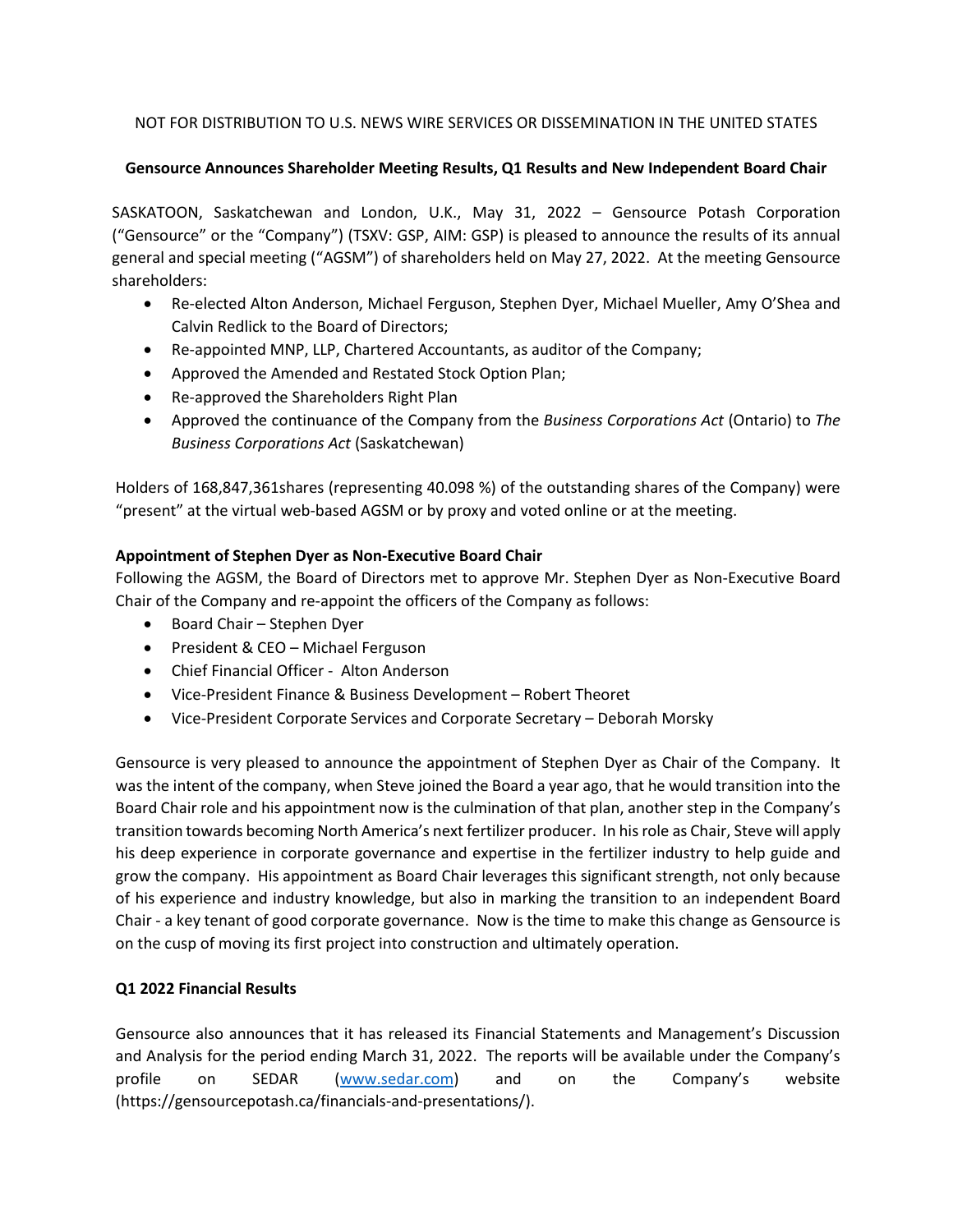NOT FOR DISTRIBUTION TO U.S. NEWS WIRE SERVICES OR DISSEMINATION IN THE UNITED STATES

**Gensource Announces Shareholder Meeting Results, Q1 Results and New Independent Board Chair**

SASKATOON, Saskatchewan and London, U.K., May 31, 2022 – Gensource Potash Corporation ("Gensource" or the "Company") (TSXV: GSP, AIM: GSP) is pleased to announce the results of its annual general and special meeting ("AGSM") of shareholders held on May 27, 2022. At the meeting Gensource shareholders:

- Re-elected Alton Anderson, Michael Ferguson, Stephen Dyer, Michael Mueller, Amy O'Shea and Calvin Redlick to the Board of Directors;
- Re-appointed MNP, LLP, Chartered Accountants, as auditor of the Company;
- Approved the Amended and Restated Stock Option Plan;
- Re-approved the Shareholders Right Plan
- Approved the continuance of the Company from the *Business Corporations Act* (Ontario) to *The Business Corporations Act* (Saskatchewan)

Holders of 168,847,361shares (representing 40.098 %) of the outstanding shares of the Company) were "present" at the virtual web-based AGSM or by proxy and voted online or at the meeting.

**Appointment of Stephen Dyer as Non-Executive Board Chair**

Following the AGSM, the Board of Directors met to approve Mr. Stephen Dyer as Non-Executive Board Chair of the Company and re-appoint the officers of the Company as follows:

- Board Chair – Stephen Dyer
- President & CEO – Michael Ferguson
- Chief Financial Officer - Alton Anderson
- Vice-President Finance & Business Development – Robert Theoret
- Vice-President Corporate Services and Corporate Secretary – Deborah Morsky

Gensource is very pleased to announce the appointment of Stephen Dyer as Chair of the Company. It was the intent of the company, when Steve joined the Board a year ago, that he would transition into the Board Chair role and his appointment now is the culmination of that plan, another step in the Company's transition towards becoming North America's next fertilizer producer. In his role as Chair, Steve will apply his deep experience in corporate governance and expertise in the fertilizer industry to help guide and grow the company. His appointment as Board Chair leverages this significant strength, not only because of his experience and industry knowledge, but also in marking the transition to an independent Board Chair - a key tenant of good corporate governance. Now is the time to make this change as Gensource is on the cusp of moving its first project into construction and ultimately operation.

**Q1 2022 Financial Results**

Gensource also announces that it has released its Financial Statements and Management's Discussion and Analysis for the period ending March 31, 2022. The reports will be available under the Company's profile on SEDAR ([www.sedar.com](www.sedar.com)) and on the Company's website (https://gensourcepotash.ca/financials-and-presentations/).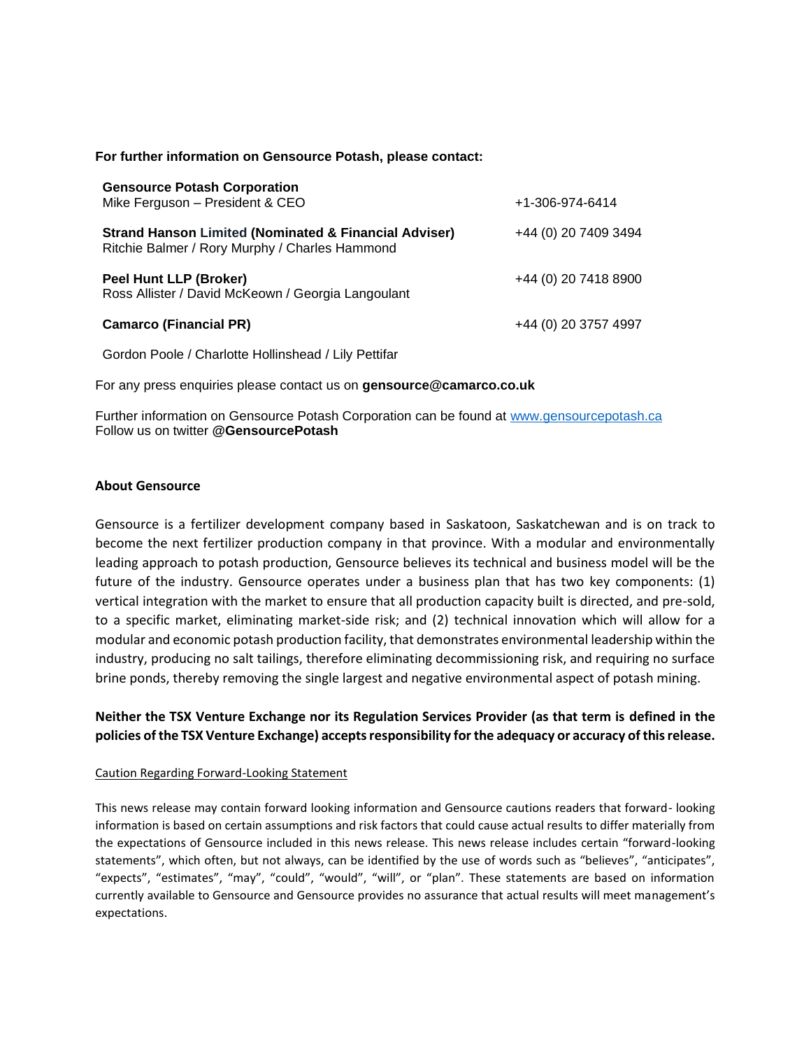**For further information on Gensource Potash, please contact:**

| | |
|---|---|
| **Gensource Potash Corporation**<br>Mike Ferguson – President & CEO | +1-306-974-6414 |
| **Strand Hanson Limited (Nominated & Financial Adviser)**<br>Ritchie Balmer / Rory Murphy / Charles Hammond | +44 (0) 20 7409 3494 |
| **Peel Hunt LLP (Broker)**<br>Ross Allister / David McKeown / Georgia Langoulant | +44 (0) 20 7418 8900 |
| **Camarco (Financial PR)** | +44 (0) 20 3757 4997 |
| Gordon Poole / Charlotte Hollinshead / Lily Pettifar | |

For any press enquiries please contact us on **gensource@camarco.co.uk**

Further information on Gensource Potash Corporation can be found at www.gensourcepotash.ca
Follow us on twitter **@GensourcePotash**

**About Gensource**

Gensource is a fertilizer development company based in Saskatoon, Saskatchewan and is on track to become the next fertilizer production company in that province. With a modular and environmentally leading approach to potash production, Gensource believes its technical and business model will be the future of the industry. Gensource operates under a business plan that has two key components: (1) vertical integration with the market to ensure that all production capacity built is directed, and pre-sold, to a specific market, eliminating market-side risk; and (2) technical innovation which will allow for a modular and economic potash production facility, that demonstrates environmental leadership within the industry, producing no salt tailings, therefore eliminating decommissioning risk, and requiring no surface brine ponds, thereby removing the single largest and negative environmental aspect of potash mining.

**Neither the TSX Venture Exchange nor its Regulation Services Provider (as that term is defined in the policies of the TSX Venture Exchange) accepts responsibility for the adequacy or accuracy of this release.**

Caution Regarding Forward-Looking Statement

This news release may contain forward looking information and Gensource cautions readers that forward- looking information is based on certain assumptions and risk factors that could cause actual results to differ materially from the expectations of Gensource included in this news release. This news release includes certain "forward-looking statements", which often, but not always, can be identified by the use of words such as "believes", "anticipates", "expects", "estimates", "may", "could", "would", "will", or "plan". These statements are based on information currently available to Gensource and Gensource provides no assurance that actual results will meet management's expectations.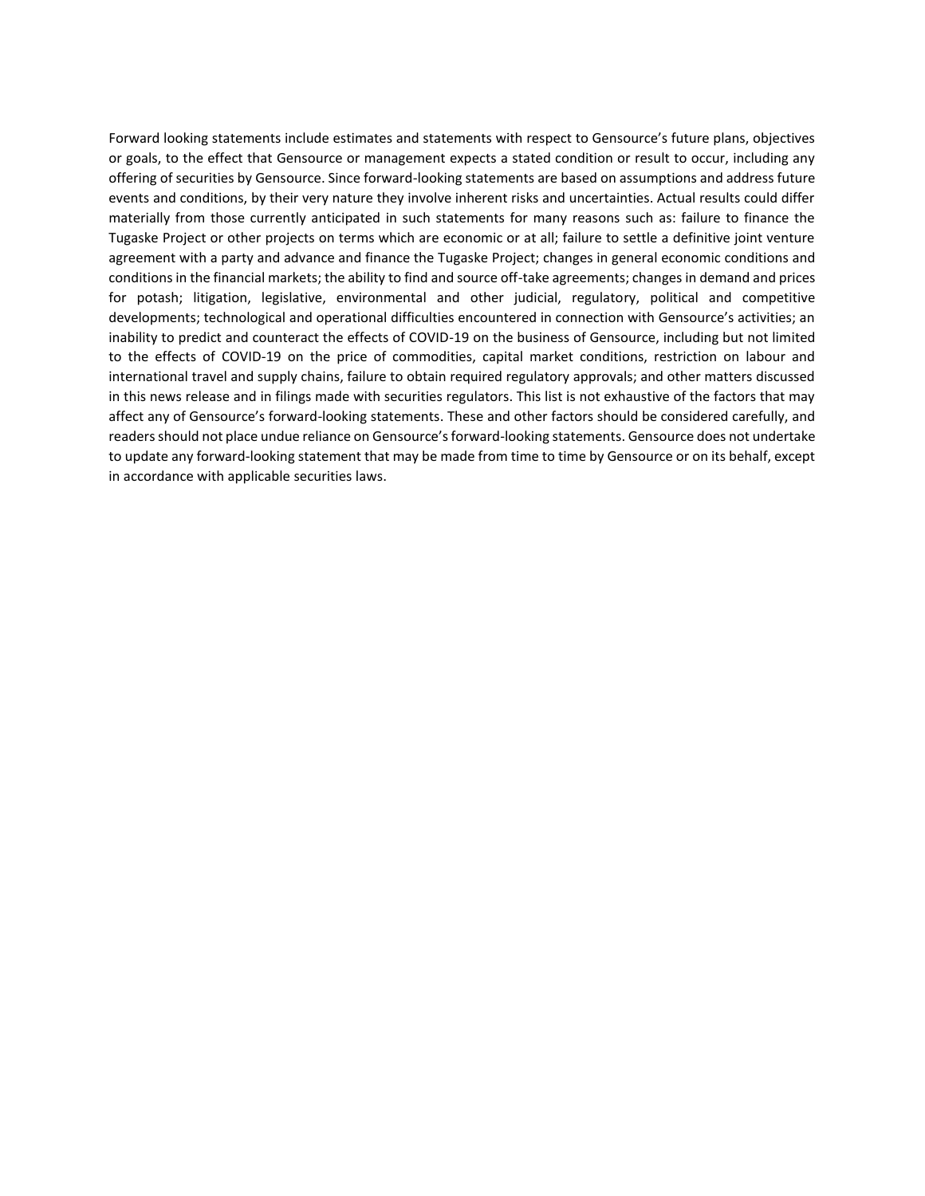Forward looking statements include estimates and statements with respect to Gensource's future plans, objectives or goals, to the effect that Gensource or management expects a stated condition or result to occur, including any offering of securities by Gensource. Since forward-looking statements are based on assumptions and address future events and conditions, by their very nature they involve inherent risks and uncertainties. Actual results could differ materially from those currently anticipated in such statements for many reasons such as: failure to finance the Tugaske Project or other projects on terms which are economic or at all; failure to settle a definitive joint venture agreement with a party and advance and finance the Tugaske Project; changes in general economic conditions and conditions in the financial markets; the ability to find and source off-take agreements; changes in demand and prices for potash; litigation, legislative, environmental and other judicial, regulatory, political and competitive developments; technological and operational difficulties encountered in connection with Gensource's activities; an inability to predict and counteract the effects of COVID-19 on the business of Gensource, including but not limited to the effects of COVID-19 on the price of commodities, capital market conditions, restriction on labour and international travel and supply chains, failure to obtain required regulatory approvals; and other matters discussed in this news release and in filings made with securities regulators. This list is not exhaustive of the factors that may affect any of Gensource's forward-looking statements. These and other factors should be considered carefully, and readers should not place undue reliance on Gensource's forward-looking statements. Gensource does not undertake to update any forward-looking statement that may be made from time to time by Gensource or on its behalf, except in accordance with applicable securities laws.